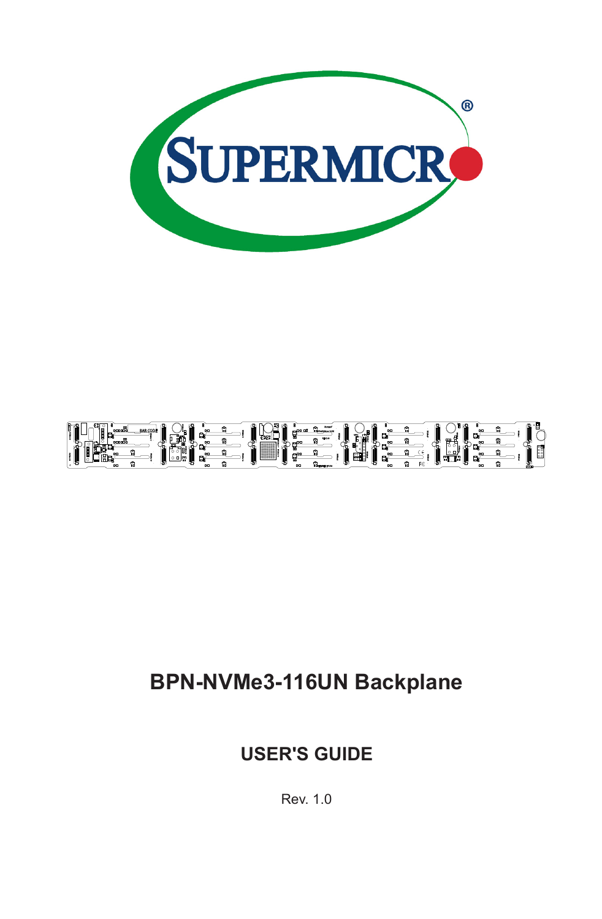# BPN-NVMe3-116UN Backplane

## USER'S GUIDE

Rev. 1.0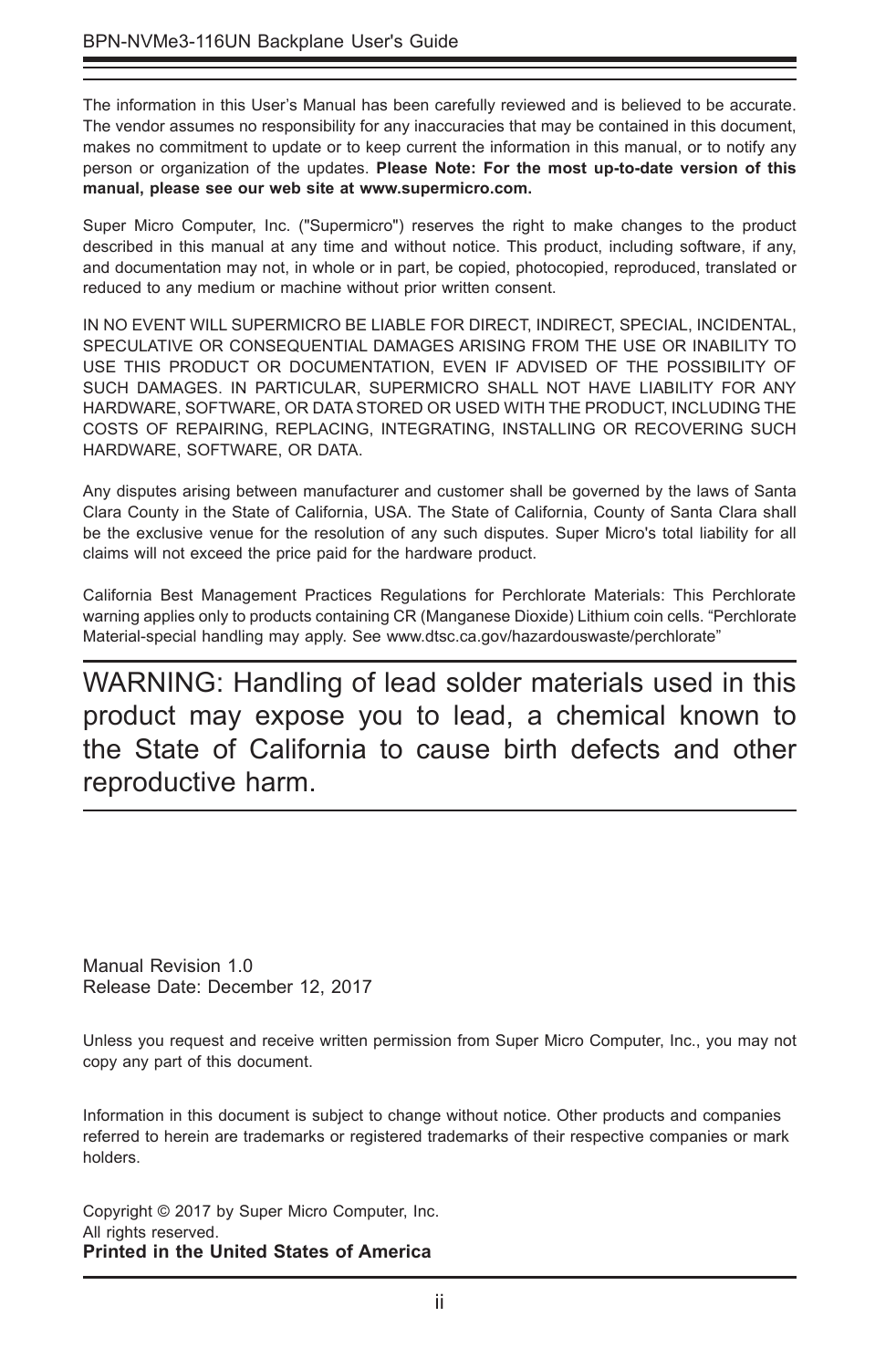The information in this User's Manual has been carefully reviewed and is believed to be accurate. The vendor assumes no responsibility for any inaccuracies that may be contained in this document, makes no commitment to update or to keep current the information in this manual, or to notify any person or organization of the updates. **Please Note: For the most up-to-date version of this manual, please see our web site at www.supermicro.com.**

Super Micro Computer, Inc. ("Supermicro") reserves the right to make changes to the product described in this manual at any time and without notice. This product, including software, if any, and documentation may not, in whole or in part, be copied, photocopied, reproduced, translated or reduced to any medium or machine without prior written consent.

IN NO EVENT WILL SUPERMICRO BE LIABLE FOR DIRECT, INDIRECT, SPECIAL, INCIDENTAL, SPECULATIVE OR CONSEQUENTIAL DAMAGES ARISING FROM THE USE OR INABILITY TO USE THIS PRODUCT OR DOCUMENTATION, EVEN IF ADVISED OF THE POSSIBILITY OF SUCH DAMAGES. IN PARTICULAR, SUPERMICRO SHALL NOT HAVE LIABILITY FOR ANY HARDWARE, SOFTWARE, OR DATA STORED OR USED WITH THE PRODUCT, INCLUDING THE COSTS OF REPAIRING, REPLACING, INTEGRATING, INSTALLING OR RECOVERING SUCH HARDWARE, SOFTWARE, OR DATA.

Any disputes arising between manufacturer and customer shall be governed by the laws of Santa Clara County in the State of California, USA. The State of California, County of Santa Clara shall be the exclusive venue for the resolution of any such disputes. Super Micro's total liability for all claims will not exceed the price paid for the hardware product.

California Best Management Practices Regulations for Perchlorate Materials: This Perchlorate warning applies only to products containing CR (Manganese Dioxide) Lithium coin cells. "Perchlorate Material-special handling may apply. See www.dtsc.ca.gov/hazardouswaste/perchlorate"

---

WARNING: Handling of lead solder materials used in this product may expose you to lead, a chemical known to the State of California to cause birth defects and other reproductive harm.

---

Manual Revision 1.0
Release Date: December 12, 2017

Unless you request and receive written permission from Super Micro Computer, Inc., you may not copy any part of this document.

Information in this document is subject to change without notice. Other products and companies referred to herein are trademarks or registered trademarks of their respective companies or mark holders.

Copyright © 2017 by Super Micro Computer, Inc.
All rights reserved.
**Printed in the United States of America**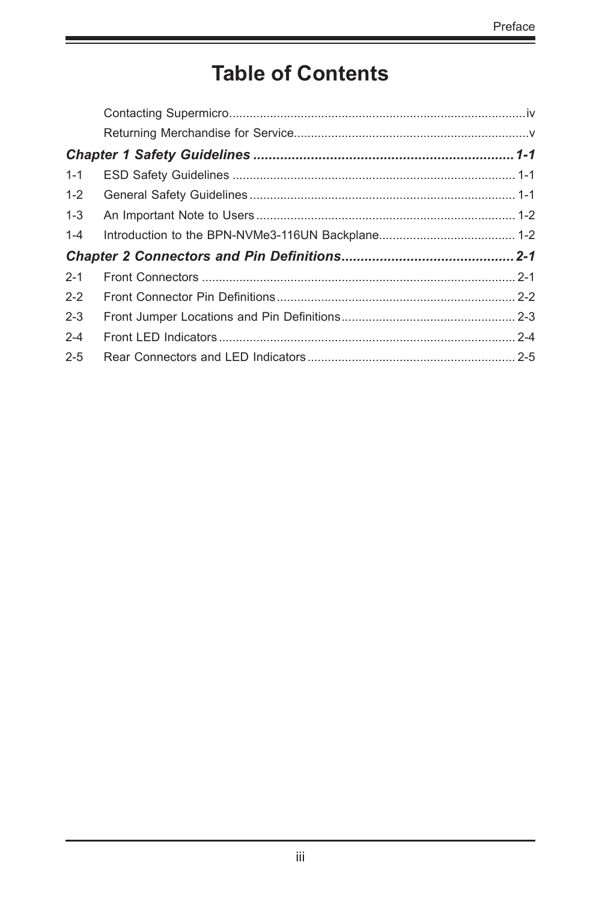# Table of Contents

Contacting Supermicro....................................................................................iv

Returning Merchandise for Service...................................................................v

***Chapter 1 Safety Guidelines ..................................................................1-1***

1-1 ESD Safety Guidelines ................................................................................. 1-1

1-2 General Safety Guidelines ............................................................................ 1-1

1-3 An Important Note to Users .......................................................................... 1-2

1-4 Introduction to the BPN-NVMe3-116UN Backplane....................................... 1-2

***Chapter 2 Connectors and Pin Definitions...........................................2-1***

2-1 Front Connectors .......................................................................................... 2-1

2-2 Front Connector Pin Definitions .................................................................... 2-2

2-3 Front Jumper Locations and Pin Definitions.................................................. 2-3

2-4 Front LED Indicators ..................................................................................... 2-4

2-5 Rear Connectors and LED Indicators ........................................................... 2-5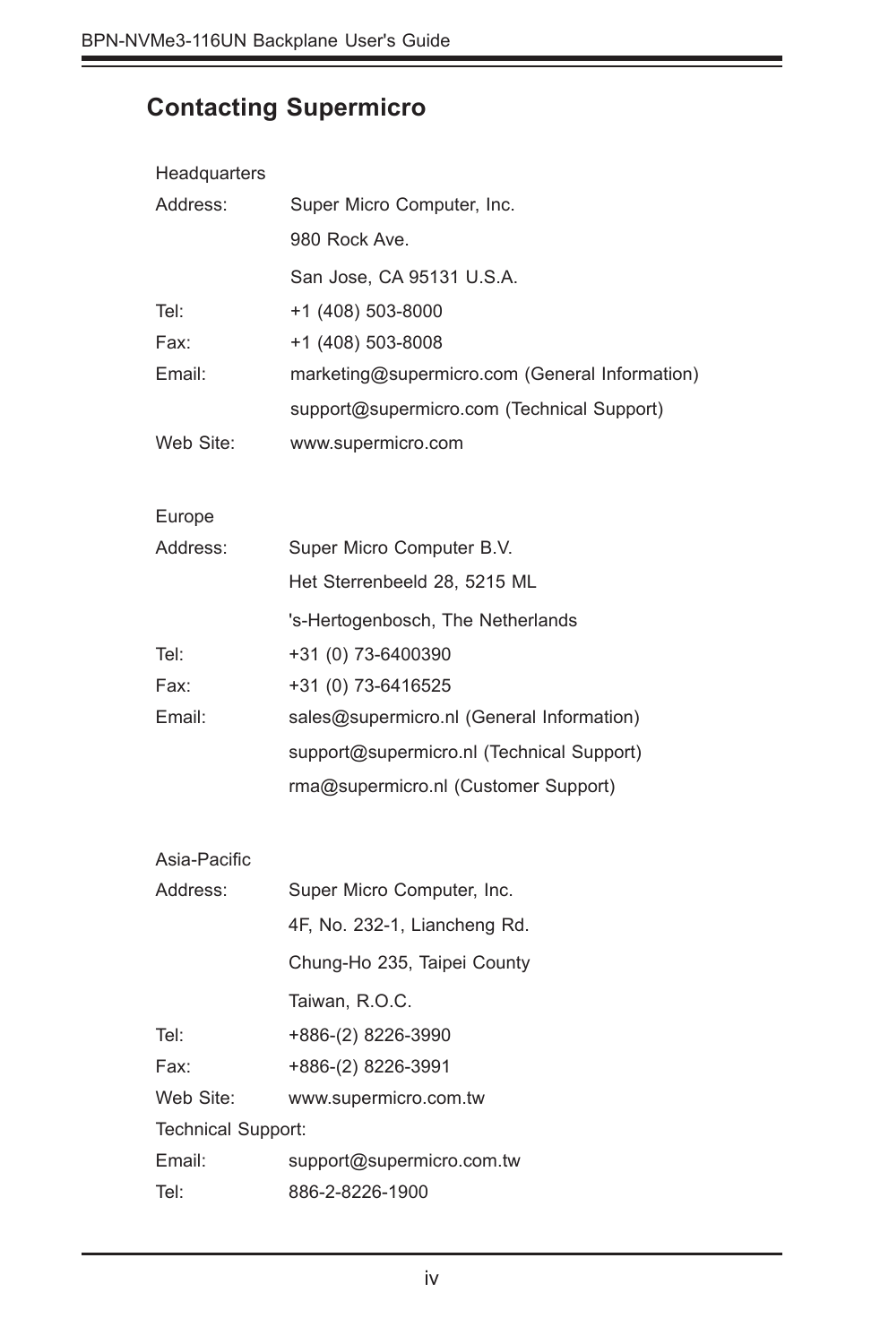## Contacting Supermicro

Headquarters

| | |
|---|---|
| Address: | Super Micro Computer, Inc. |
| | 980 Rock Ave. |
| | San Jose, CA 95131 U.S.A. |
| Tel: | +1 (408) 503-8000 |
| Fax: | +1 (408) 503-8008 |
| Email: | marketing@supermicro.com (General Information) |
| | support@supermicro.com (Technical Support) |
| Web Site: | www.supermicro.com |

Europe

| | |
|---|---|
| Address: | Super Micro Computer B.V. |
| | Het Sterrenbeeld 28, 5215 ML |
| | 's-Hertogenbosch, The Netherlands |
| Tel: | +31 (0) 73-6400390 |
| Fax: | +31 (0) 73-6416525 |
| Email: | sales@supermicro.nl (General Information) |
| | support@supermicro.nl (Technical Support) |
| | rma@supermicro.nl (Customer Support) |

Asia-Pacific

| | |
|---|---|
| Address: | Super Micro Computer, Inc. |
| | 4F, No. 232-1, Liancheng Rd. |
| | Chung-Ho 235, Taipei County |
| | Taiwan, R.O.C. |
| Tel: | +886-(2) 8226-3990 |
| Fax: | +886-(2) 8226-3991 |
| Web Site: | www.supermicro.com.tw |

Technical Support:

| | |
|---|---|
| Email: | support@supermicro.com.tw |
| Tel: | 886-2-8226-1900 |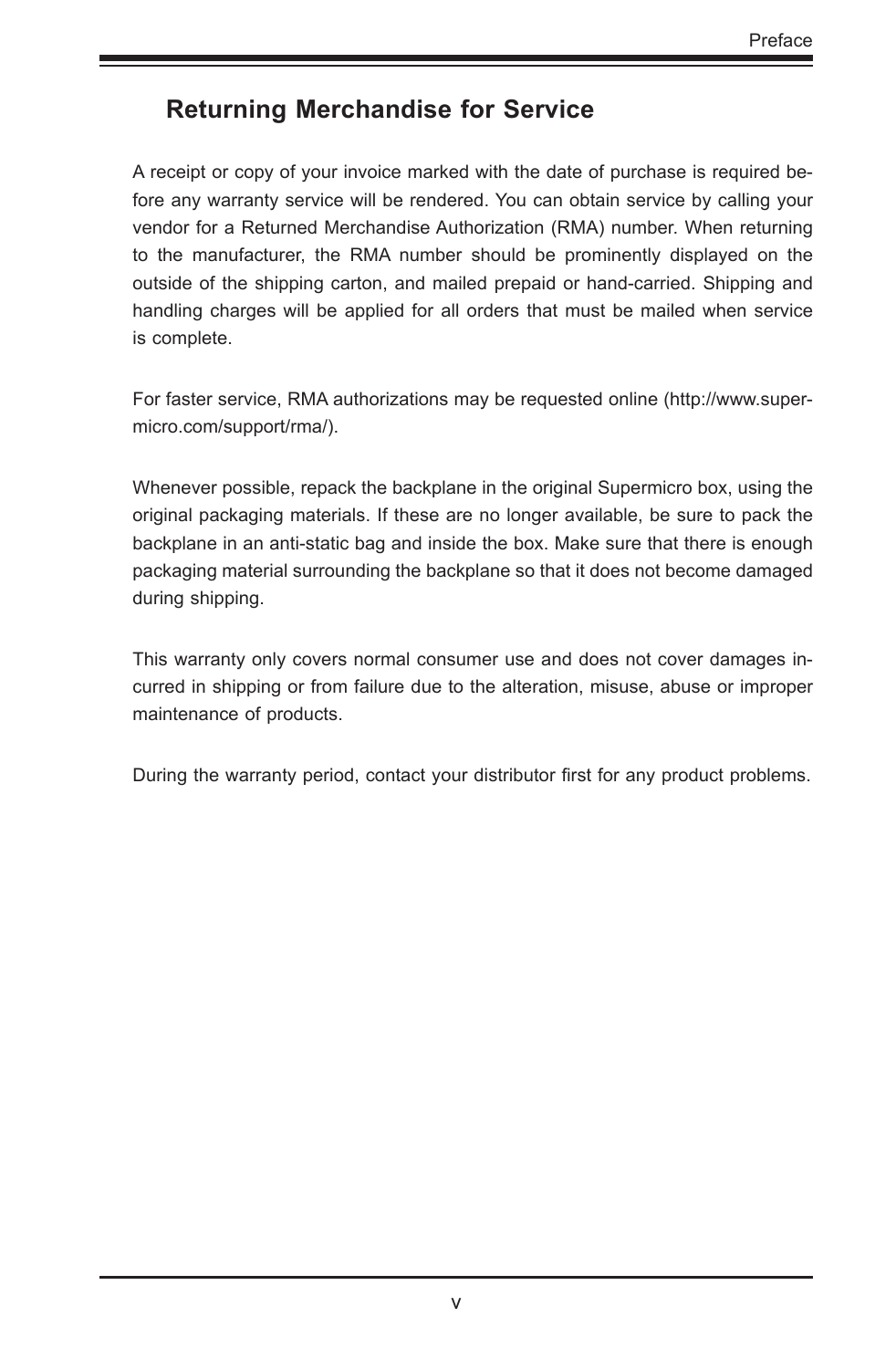## Returning Merchandise for Service

A receipt or copy of your invoice marked with the date of purchase is required before any warranty service will be rendered. You can obtain service by calling your vendor for a Returned Merchandise Authorization (RMA) number. When returning to the manufacturer, the RMA number should be prominently displayed on the outside of the shipping carton, and mailed prepaid or hand-carried. Shipping and handling charges will be applied for all orders that must be mailed when service is complete.

For faster service, RMA authorizations may be requested online (http://www.supermicro.com/support/rma/).

Whenever possible, repack the backplane in the original Supermicro box, using the original packaging materials. If these are no longer available, be sure to pack the backplane in an anti-static bag and inside the box. Make sure that there is enough packaging material surrounding the backplane so that it does not become damaged during shipping.

This warranty only covers normal consumer use and does not cover damages incurred in shipping or from failure due to the alteration, misuse, abuse or improper maintenance of products.

During the warranty period, contact your distributor first for any product problems.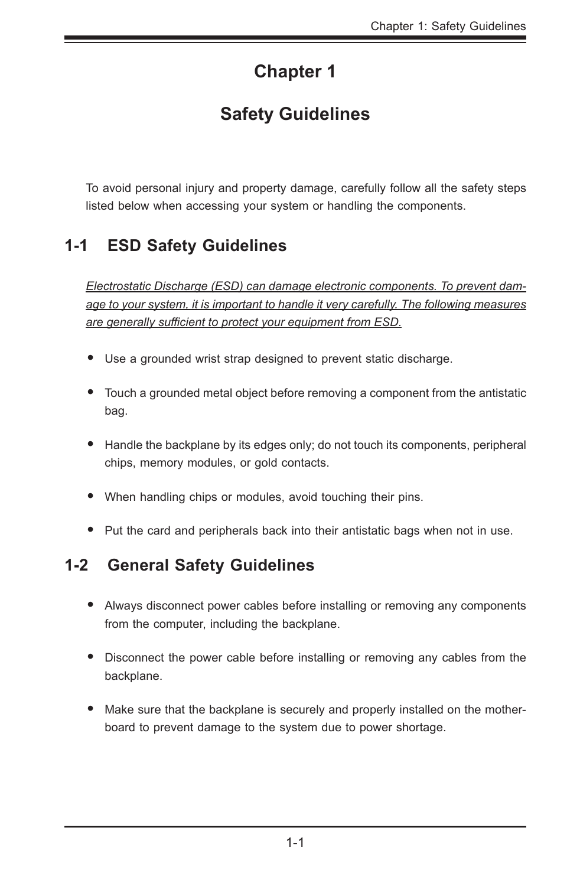# Chapter 1

# Safety Guidelines

To avoid personal injury and property damage, carefully follow all the safety steps listed below when accessing your system or handling the components.

## 1-1 ESD Safety Guidelines

*Electrostatic Discharge (ESD) can damage electronic components. To prevent damage to your system, it is important to handle it very carefully. The following measures are generally sufficient to protect your equipment from ESD.*

- Use a grounded wrist strap designed to prevent static discharge.
- Touch a grounded metal object before removing a component from the antistatic bag.
- Handle the backplane by its edges only; do not touch its components, peripheral chips, memory modules, or gold contacts.
- When handling chips or modules, avoid touching their pins.
- Put the card and peripherals back into their antistatic bags when not in use.

## 1-2 General Safety Guidelines

- Always disconnect power cables before installing or removing any components from the computer, including the backplane.
- Disconnect the power cable before installing or removing any cables from the backplane.
- Make sure that the backplane is securely and properly installed on the motherboard to prevent damage to the system due to power shortage.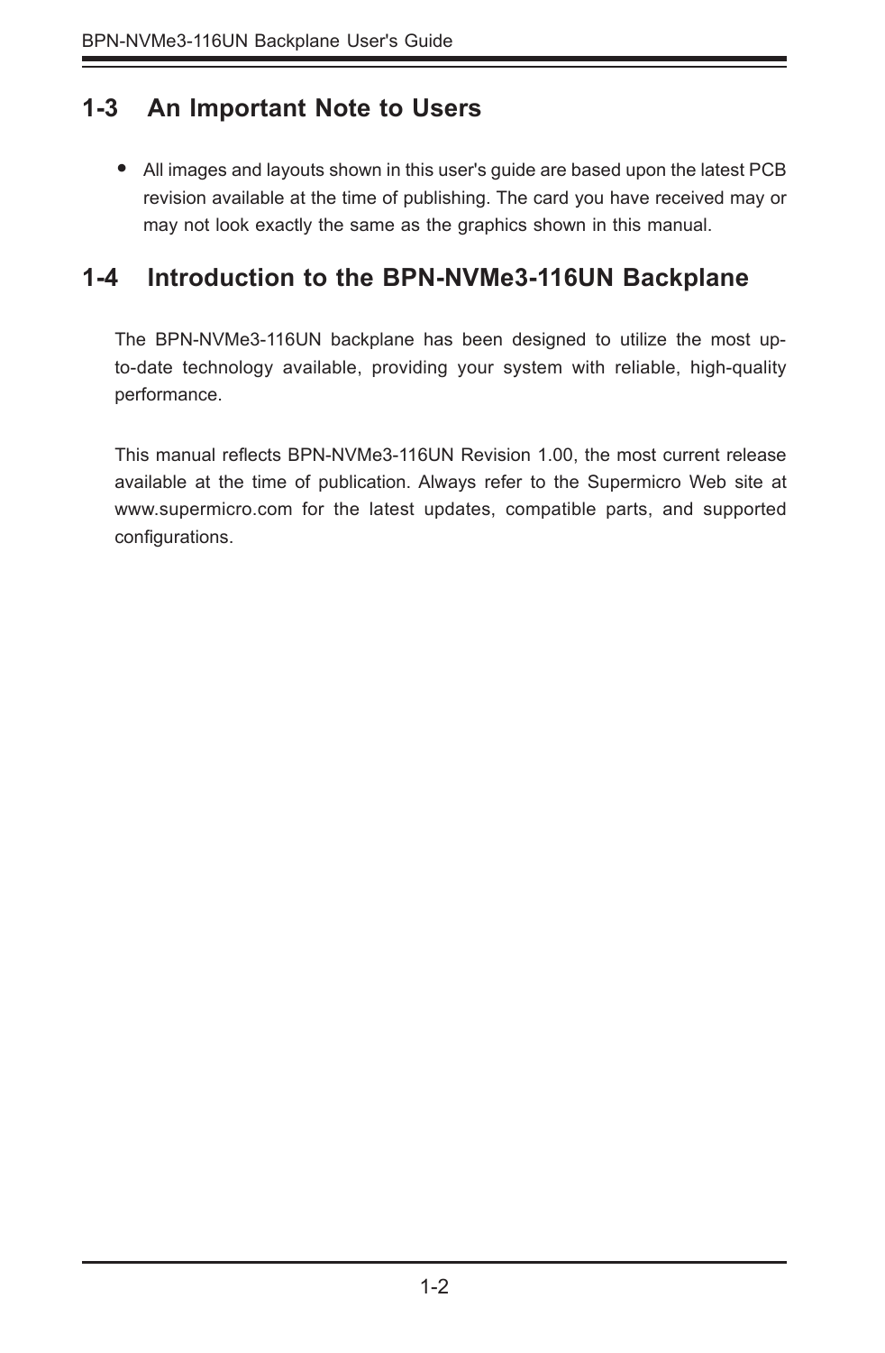## 1-3 An Important Note to Users

- All images and layouts shown in this user's guide are based upon the latest PCB revision available at the time of publishing. The card you have received may or may not look exactly the same as the graphics shown in this manual.

## 1-4 Introduction to the BPN-NVMe3-116UN Backplane

The BPN-NVMe3-116UN backplane has been designed to utilize the most up-to-date technology available, providing your system with reliable, high-quality performance.

This manual reflects BPN-NVMe3-116UN Revision 1.00, the most current release available at the time of publication. Always refer to the Supermicro Web site at www.supermicro.com for the latest updates, compatible parts, and supported configurations.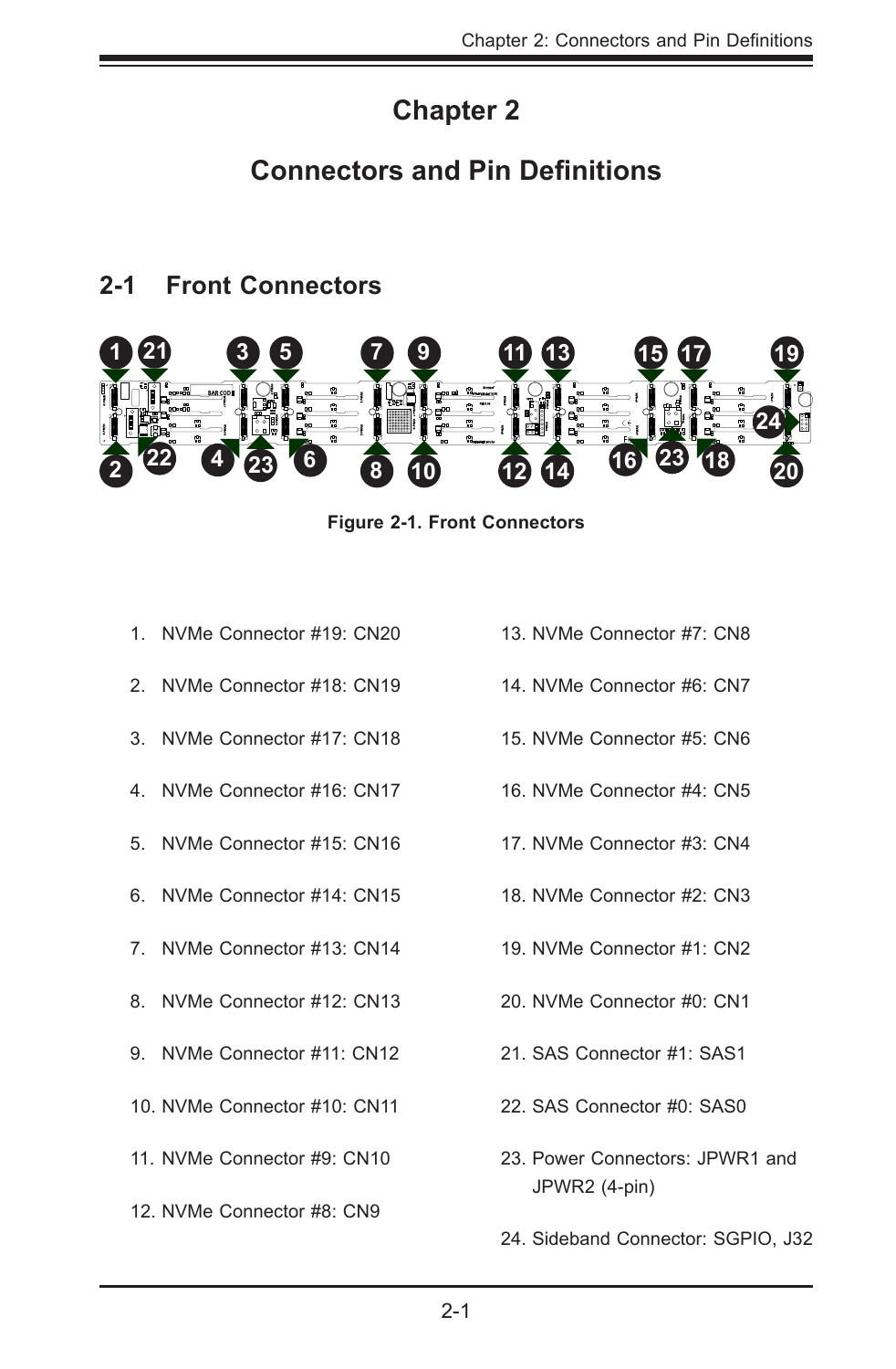# Chapter 2

# Connectors and Pin Definitions

## 2-1 Front Connectors

**Figure 2-1. Front Connectors**

1. NVMe Connector #19: CN20
2. NVMe Connector #18: CN19
3. NVMe Connector #17: CN18
4. NVMe Connector #16: CN17
5. NVMe Connector #15: CN16
6. NVMe Connector #14: CN15
7. NVMe Connector #13: CN14
8. NVMe Connector #12: CN13
9. NVMe Connector #11: CN12
10. NVMe Connector #10: CN11
11. NVMe Connector #9: CN10
12. NVMe Connector #8: CN9
13. NVMe Connector #7: CN8
14. NVMe Connector #6: CN7
15. NVMe Connector #5: CN6
16. NVMe Connector #4: CN5
17. NVMe Connector #3: CN4
18. NVMe Connector #2: CN3
19. NVMe Connector #1: CN2
20. NVMe Connector #0: CN1
21. SAS Connector #1: SAS1
22. SAS Connector #0: SAS0
23. Power Connectors: JPWR1 and JPWR2 (4-pin)
24. Sideband Connector: SGPIO, J32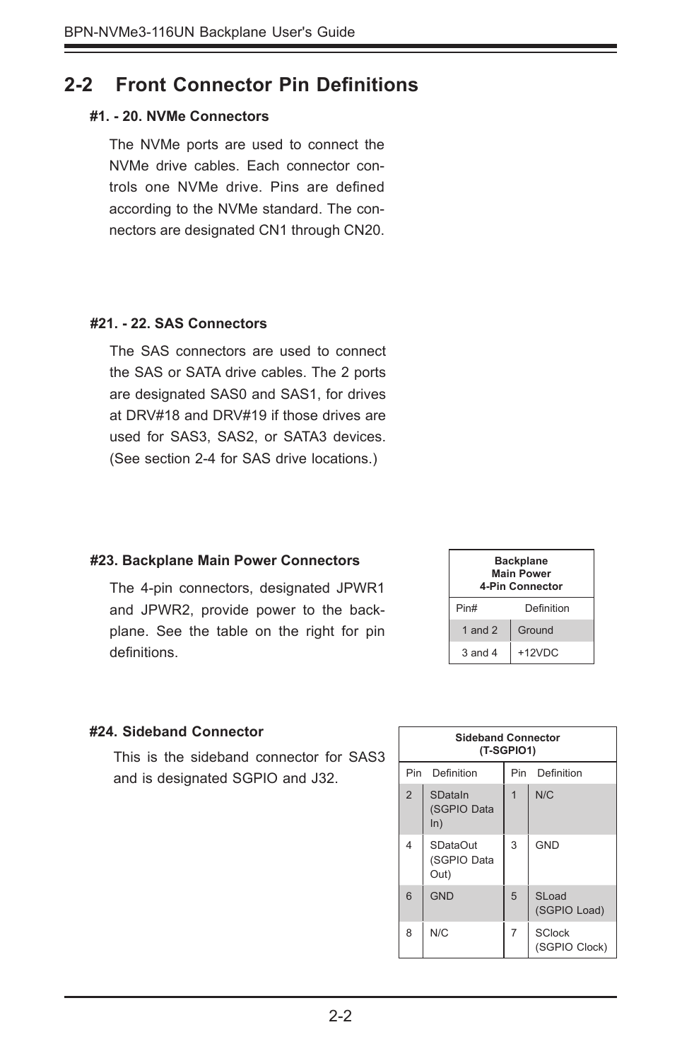## 2-2 Front Connector Pin Definitions

**#1. - 20. NVMe Connectors**

The NVMe ports are used to connect the NVMe drive cables. Each connector controls one NVMe drive. Pins are defined according to the NVMe standard. The connectors are designated CN1 through CN20.

**#21. - 22. SAS Connectors**

The SAS connectors are used to connect the SAS or SATA drive cables. The 2 ports are designated SAS0 and SAS1, for drives at DRV#18 and DRV#19 if those drives are used for SAS3, SAS2, or SATA3 devices. (See section 2-4 for SAS drive locations.)

**#23. Backplane Main Power Connectors**

The 4-pin connectors, designated JPWR1 and JPWR2, provide power to the backplane. See the table on the right for pin definitions.

| Backplane Main Power 4-Pin Connector | |
|---|---|
| Pin# | Definition |
| 1 and 2 | Ground |
| 3 and 4 | +12VDC |

**#24. Sideband Connector**

This is the sideband connector for SAS3 and is designated SGPIO and J32.

| Sideband Connector (T-SGPIO1) | | | |
|---|---|---|---|
| Pin | Definition | Pin | Definition |
| 2 | SDataIn (SGPIO Data In) | 1 | N/C |
| 4 | SDataOut (SGPIO Data Out) | 3 | GND |
| 6 | GND | 5 | SLoad (SGPIO Load) |
| 8 | N/C | 7 | SClock (SGPIO Clock) |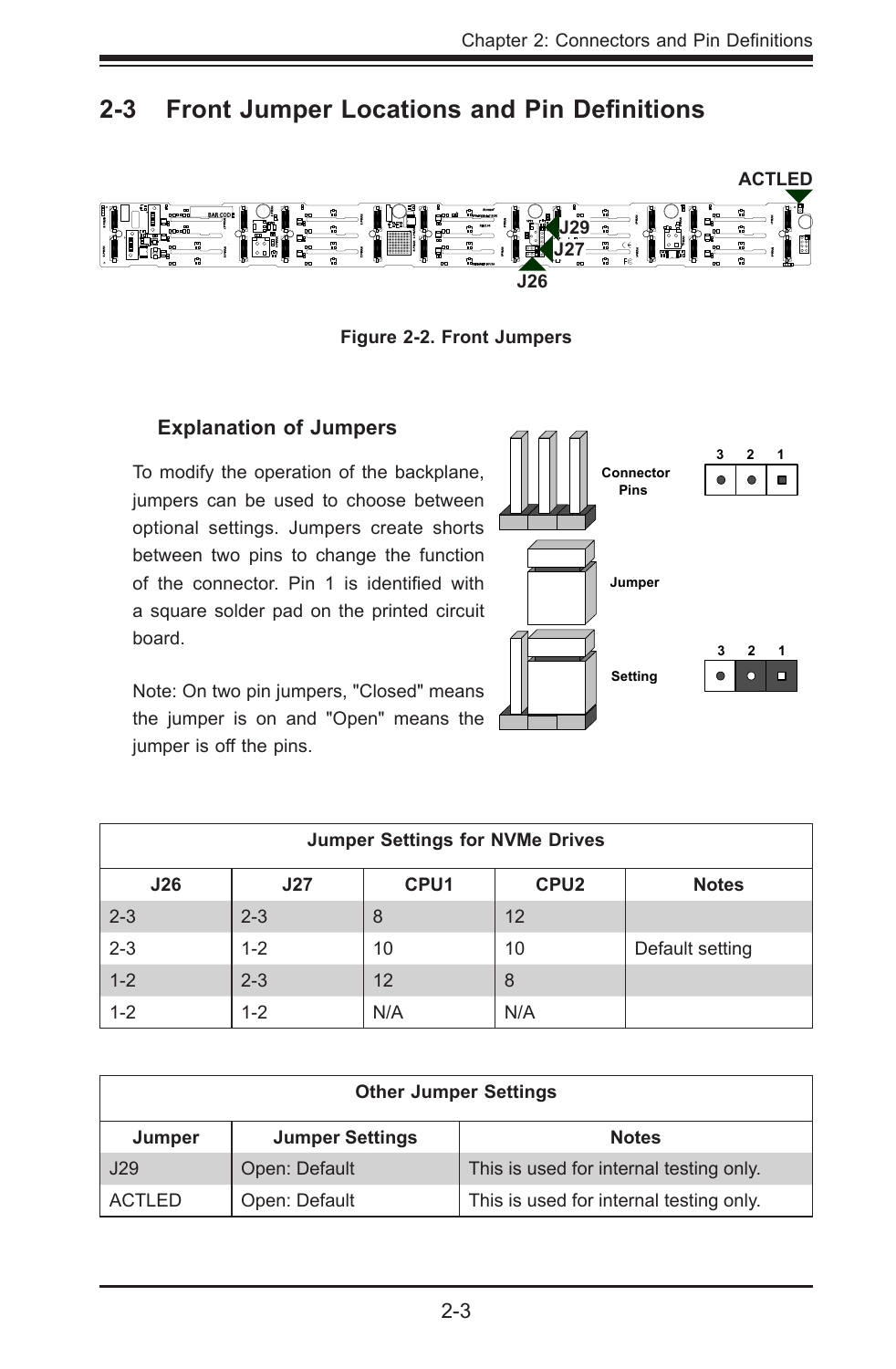## 2-3 Front Jumper Locations and Pin Definitions

Figure 2-2. Front Jumpers

### Explanation of Jumpers

To modify the operation of the backplane, jumpers can be used to choose between optional settings. Jumpers create shorts between two pins to change the function of the connector. Pin 1 is identified with a square solder pad on the printed circuit board.

Note: On two pin jumpers, "Closed" means the jumper is on and "Open" means the jumper is off the pins.

| Jumper Settings for NVMe Drives | | | | |
|---|---|---|---|---|
| **J26** | **J27** | **CPU1** | **CPU2** | **Notes** |
| 2-3 | 2-3 | 8 | 12 | |
| 2-3 | 1-2 | 10 | 10 | Default setting |
| 1-2 | 2-3 | 12 | 8 | |
| 1-2 | 1-2 | N/A | N/A | |

| Other Jumper Settings | | |
|---|---|---|
| **Jumper** | **Jumper Settings** | **Notes** |
| J29 | Open: Default | This is used for internal testing only. |
| ACTLED | Open: Default | This is used for internal testing only. |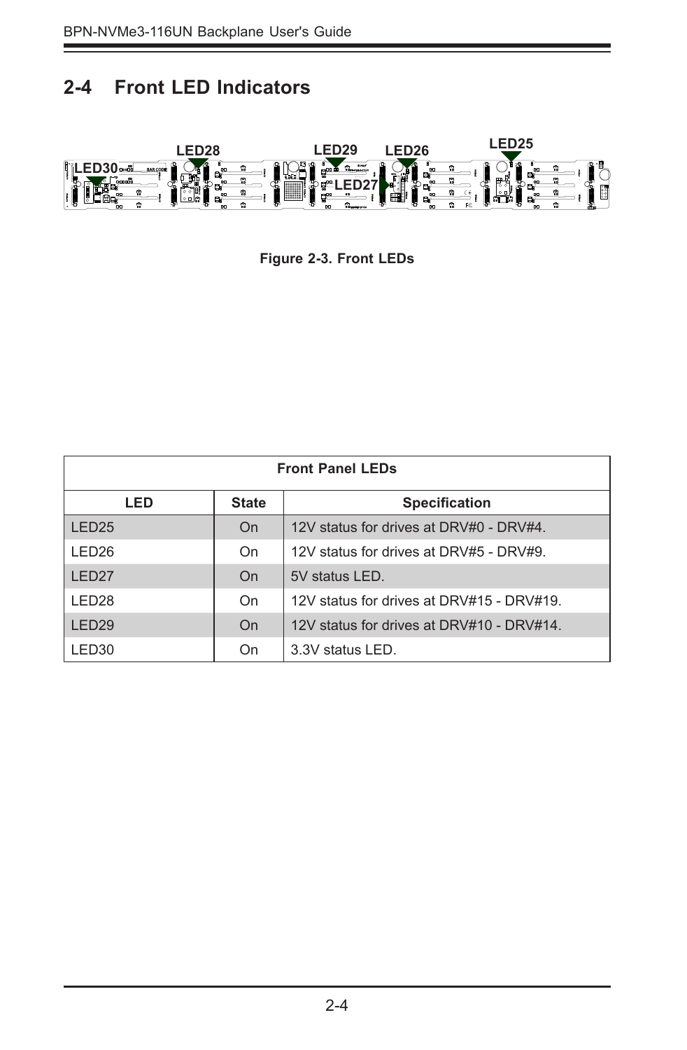## 2-4 Front LED Indicators

Figure 2-3. Front LEDs

| Front Panel LEDs | | |
|---|---|---|
| **LED** | **State** | **Specification** |
| LED25 | On | 12V status for drives at DRV#0 - DRV#4. |
| LED26 | On | 12V status for drives at DRV#5 - DRV#9. |
| LED27 | On | 5V status LED. |
| LED28 | On | 12V status for drives at DRV#15 - DRV#19. |
| LED29 | On | 12V status for drives at DRV#10 - DRV#14. |
| LED30 | On | 3.3V status LED. |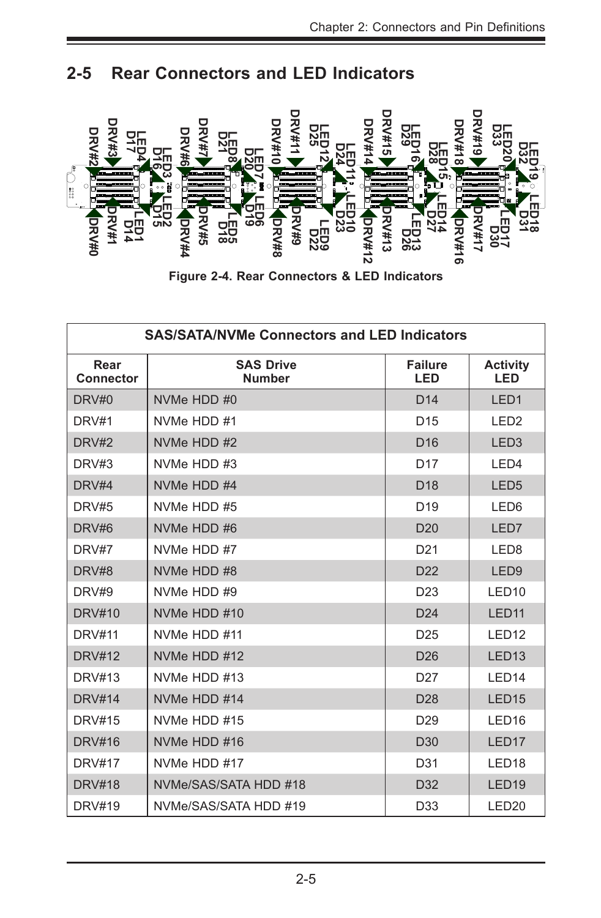## 2-5 Rear Connectors and LED Indicators

Figure 2-4. Rear Connectors & LED Indicators

| SAS/SATA/NVMe Connectors and LED Indicators | | | |
|---|---|---|---|
| **Rear Connector** | **SAS Drive Number** | **Failure LED** | **Activity LED** |
| DRV#0 | NVMe HDD #0 | D14 | LED1 |
| DRV#1 | NVMe HDD #1 | D15 | LED2 |
| DRV#2 | NVMe HDD #2 | D16 | LED3 |
| DRV#3 | NVMe HDD #3 | D17 | LED4 |
| DRV#4 | NVMe HDD #4 | D18 | LED5 |
| DRV#5 | NVMe HDD #5 | D19 | LED6 |
| DRV#6 | NVMe HDD #6 | D20 | LED7 |
| DRV#7 | NVMe HDD #7 | D21 | LED8 |
| DRV#8 | NVMe HDD #8 | D22 | LED9 |
| DRV#9 | NVMe HDD #9 | D23 | LED10 |
| DRV#10 | NVMe HDD #10 | D24 | LED11 |
| DRV#11 | NVMe HDD #11 | D25 | LED12 |
| DRV#12 | NVMe HDD #12 | D26 | LED13 |
| DRV#13 | NVMe HDD #13 | D27 | LED14 |
| DRV#14 | NVMe HDD #14 | D28 | LED15 |
| DRV#15 | NVMe HDD #15 | D29 | LED16 |
| DRV#16 | NVMe HDD #16 | D30 | LED17 |
| DRV#17 | NVMe HDD #17 | D31 | LED18 |
| DRV#18 | NVMe/SAS/SATA HDD #18 | D32 | LED19 |
| DRV#19 | NVMe/SAS/SATA HDD #19 | D33 | LED20 |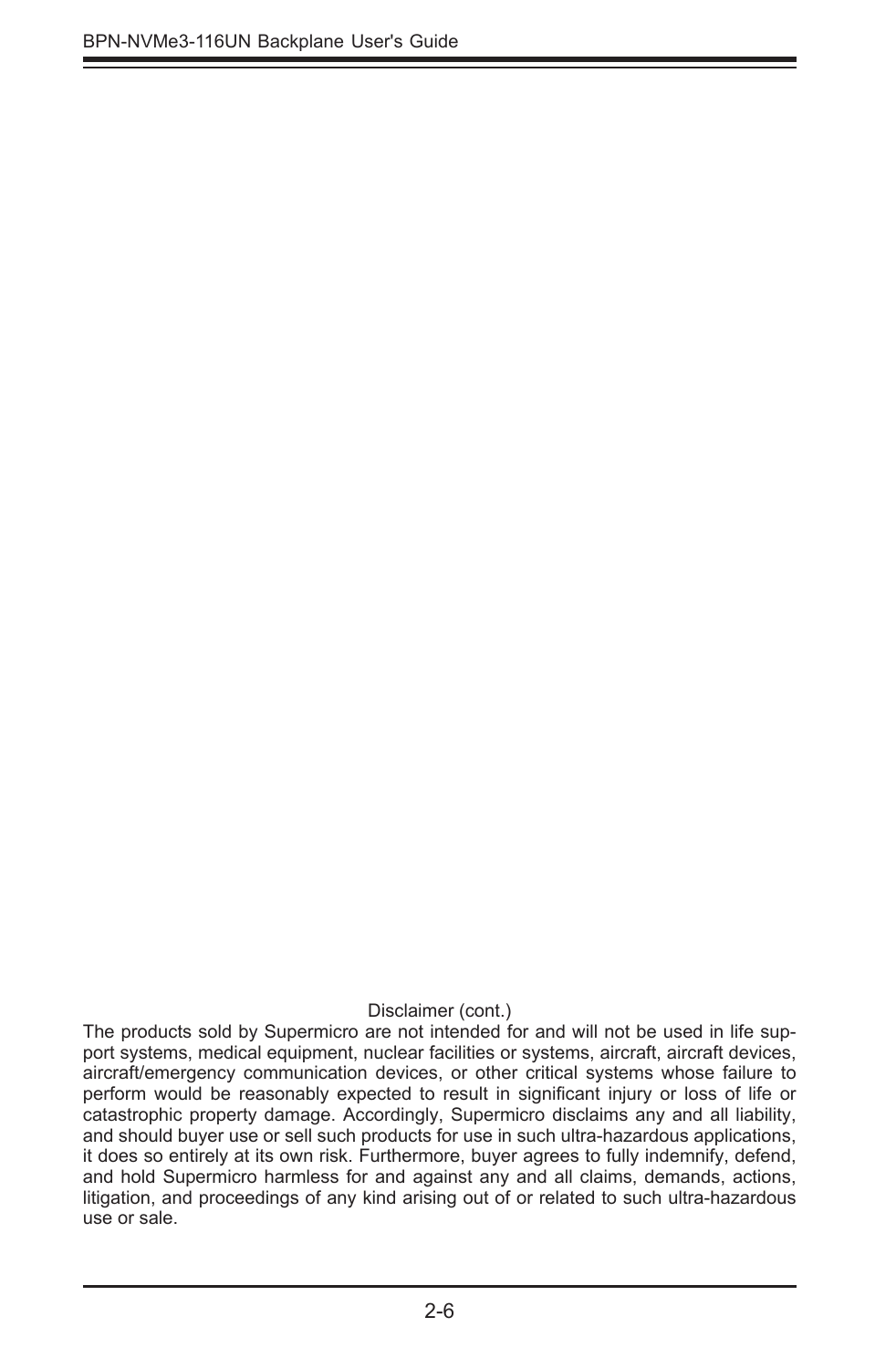Disclaimer (cont.)

The products sold by Supermicro are not intended for and will not be used in life support systems, medical equipment, nuclear facilities or systems, aircraft, aircraft devices, aircraft/emergency communication devices, or other critical systems whose failure to perform would be reasonably expected to result in significant injury or loss of life or catastrophic property damage. Accordingly, Supermicro disclaims any and all liability, and should buyer use or sell such products for use in such ultra-hazardous applications, it does so entirely at its own risk. Furthermore, buyer agrees to fully indemnify, defend, and hold Supermicro harmless for and against any and all claims, demands, actions, litigation, and proceedings of any kind arising out of or related to such ultra-hazardous use or sale.